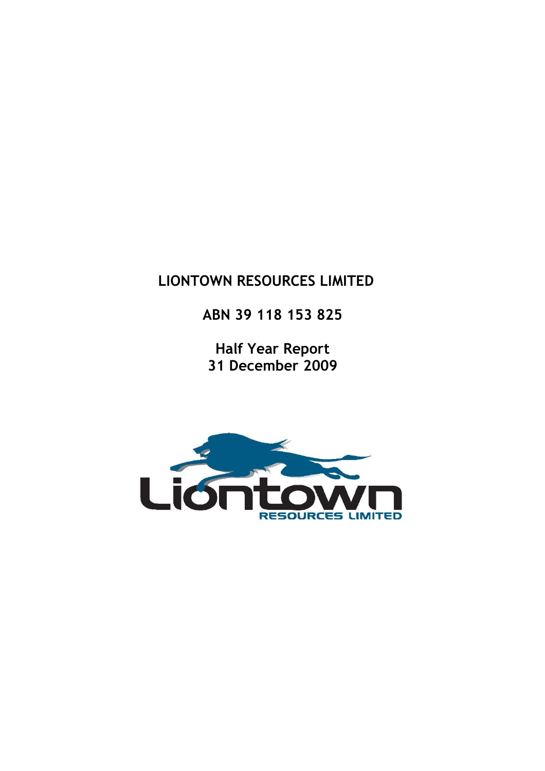# LIONTOWN RESOURCES LIMITED

**ABN 39 118 153 825**

**Half Year Report**
**31 December 2009**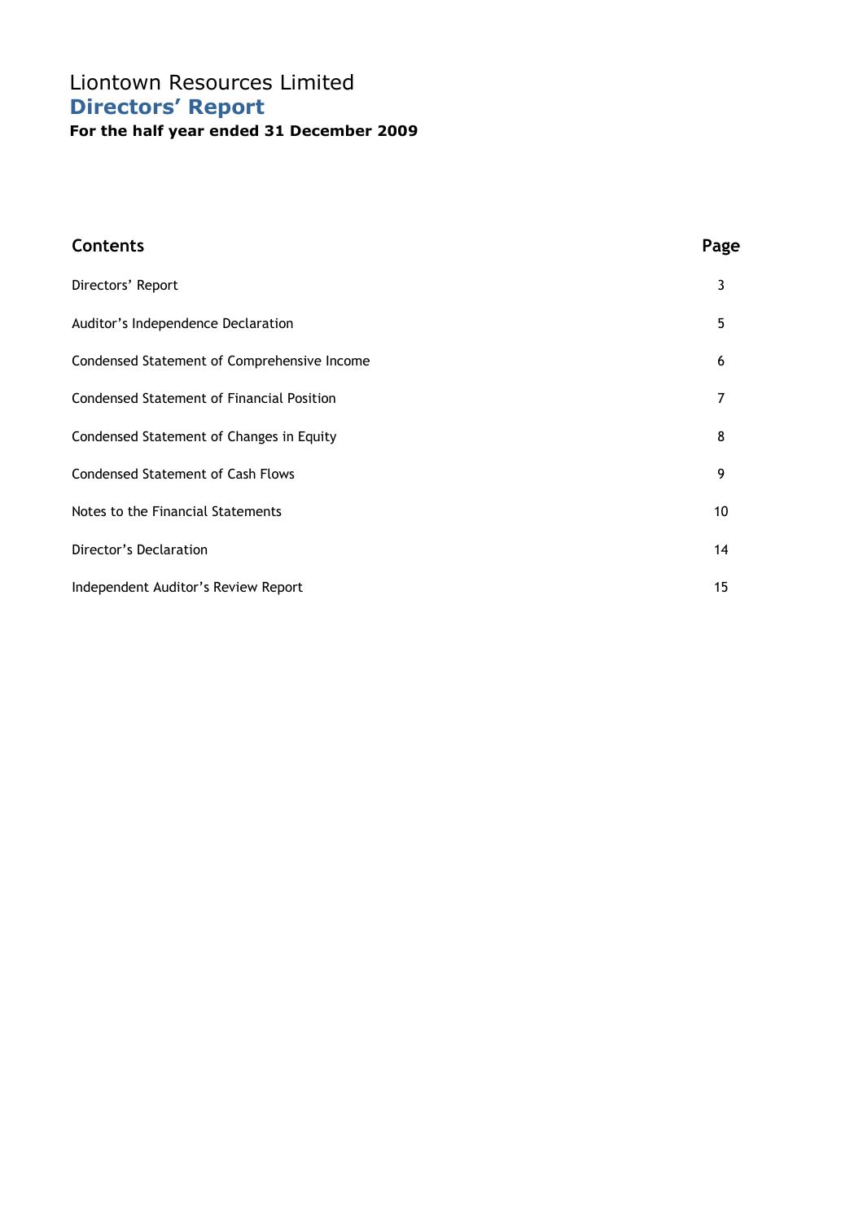# Liontown Resources Limited

## Directors' Report

**For the half year ended 31 December 2009**

| **Contents** | **Page** |
| --- | --- |
| Directors' Report | 3 |
| Auditor's Independence Declaration | 5 |
| Condensed Statement of Comprehensive Income | 6 |
| Condensed Statement of Financial Position | 7 |
| Condensed Statement of Changes in Equity | 8 |
| Condensed Statement of Cash Flows | 9 |
| Notes to the Financial Statements | 10 |
| Director's Declaration | 14 |
| Independent Auditor's Review Report | 15 |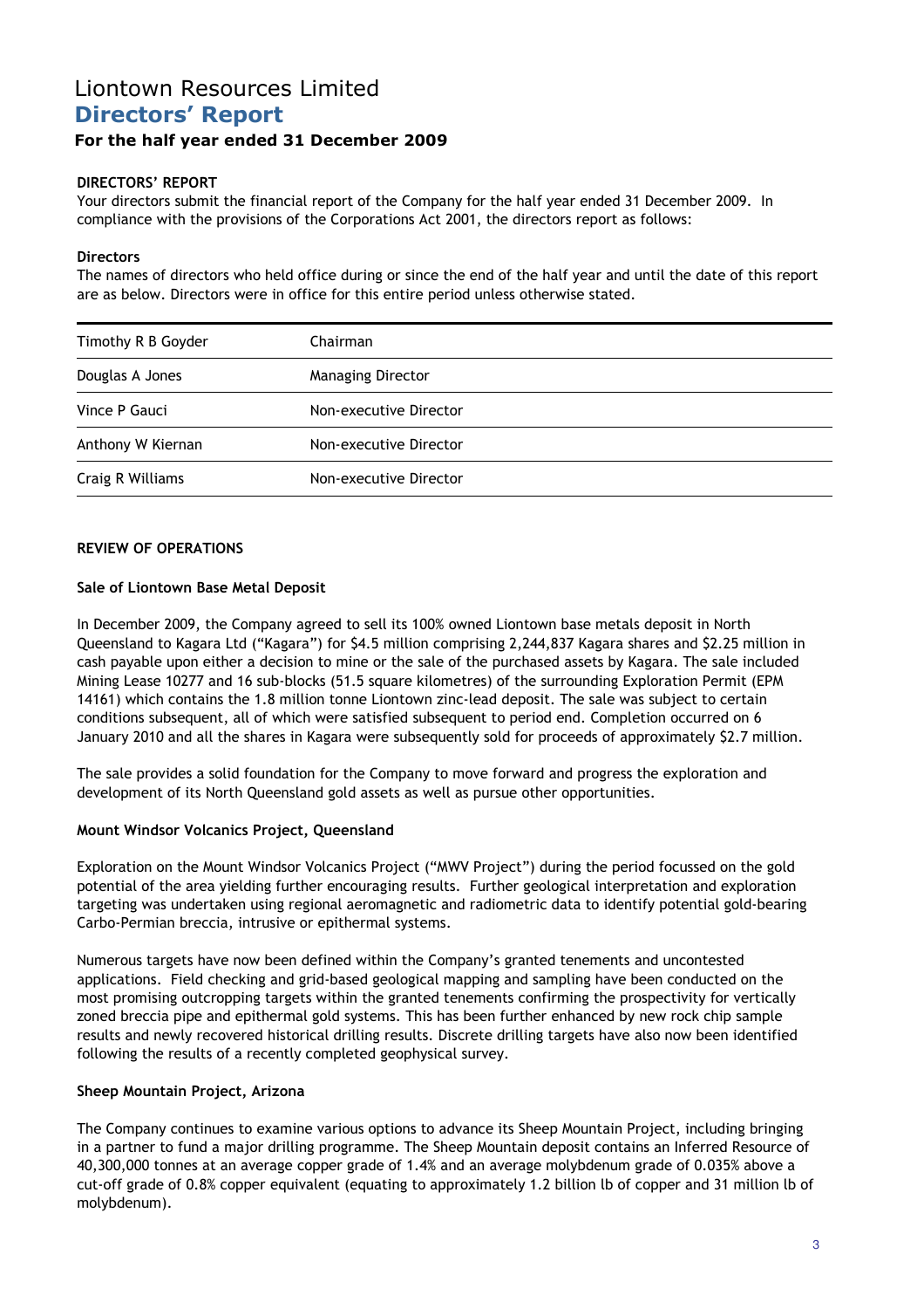# Liontown Resources Limited
## Directors' Report
### For the half year ended 31 December 2009

**DIRECTORS' REPORT**

Your directors submit the financial report of the Company for the half year ended 31 December 2009. In compliance with the provisions of the Corporations Act 2001, the directors report as follows:

**Directors**

The names of directors who held office during or since the end of the half year and until the date of this report are as below. Directors were in office for this entire period unless otherwise stated.

| | |
|---|---|
| Timothy R B Goyder | Chairman |
| Douglas A Jones | Managing Director |
| Vince P Gauci | Non-executive Director |
| Anthony W Kiernan | Non-executive Director |
| Craig R Williams | Non-executive Director |

**REVIEW OF OPERATIONS**

**Sale of Liontown Base Metal Deposit**

In December 2009, the Company agreed to sell its 100% owned Liontown base metals deposit in North Queensland to Kagara Ltd ("Kagara") for $4.5 million comprising 2,244,837 Kagara shares and $2.25 million in cash payable upon either a decision to mine or the sale of the purchased assets by Kagara. The sale included Mining Lease 10277 and 16 sub-blocks (51.5 square kilometres) of the surrounding Exploration Permit (EPM 14161) which contains the 1.8 million tonne Liontown zinc-lead deposit. The sale was subject to certain conditions subsequent, all of which were satisfied subsequent to period end. Completion occurred on 6 January 2010 and all the shares in Kagara were subsequently sold for proceeds of approximately $2.7 million.

The sale provides a solid foundation for the Company to move forward and progress the exploration and development of its North Queensland gold assets as well as pursue other opportunities.

**Mount Windsor Volcanics Project, Queensland**

Exploration on the Mount Windsor Volcanics Project ("MWV Project") during the period focussed on the gold potential of the area yielding further encouraging results. Further geological interpretation and exploration targeting was undertaken using regional aeromagnetic and radiometric data to identify potential gold-bearing Carbo-Permian breccia, intrusive or epithermal systems.

Numerous targets have now been defined within the Company's granted tenements and uncontested applications. Field checking and grid-based geological mapping and sampling have been conducted on the most promising outcropping targets within the granted tenements confirming the prospectivity for vertically zoned breccia pipe and epithermal gold systems. This has been further enhanced by new rock chip sample results and newly recovered historical drilling results. Discrete drilling targets have also now been identified following the results of a recently completed geophysical survey.

**Sheep Mountain Project, Arizona**

The Company continues to examine various options to advance its Sheep Mountain Project, including bringing in a partner to fund a major drilling programme. The Sheep Mountain deposit contains an Inferred Resource of 40,300,000 tonnes at an average copper grade of 1.4% and an average molybdenum grade of 0.035% above a cut-off grade of 0.8% copper equivalent (equating to approximately 1.2 billion lb of copper and 31 million lb of molybdenum).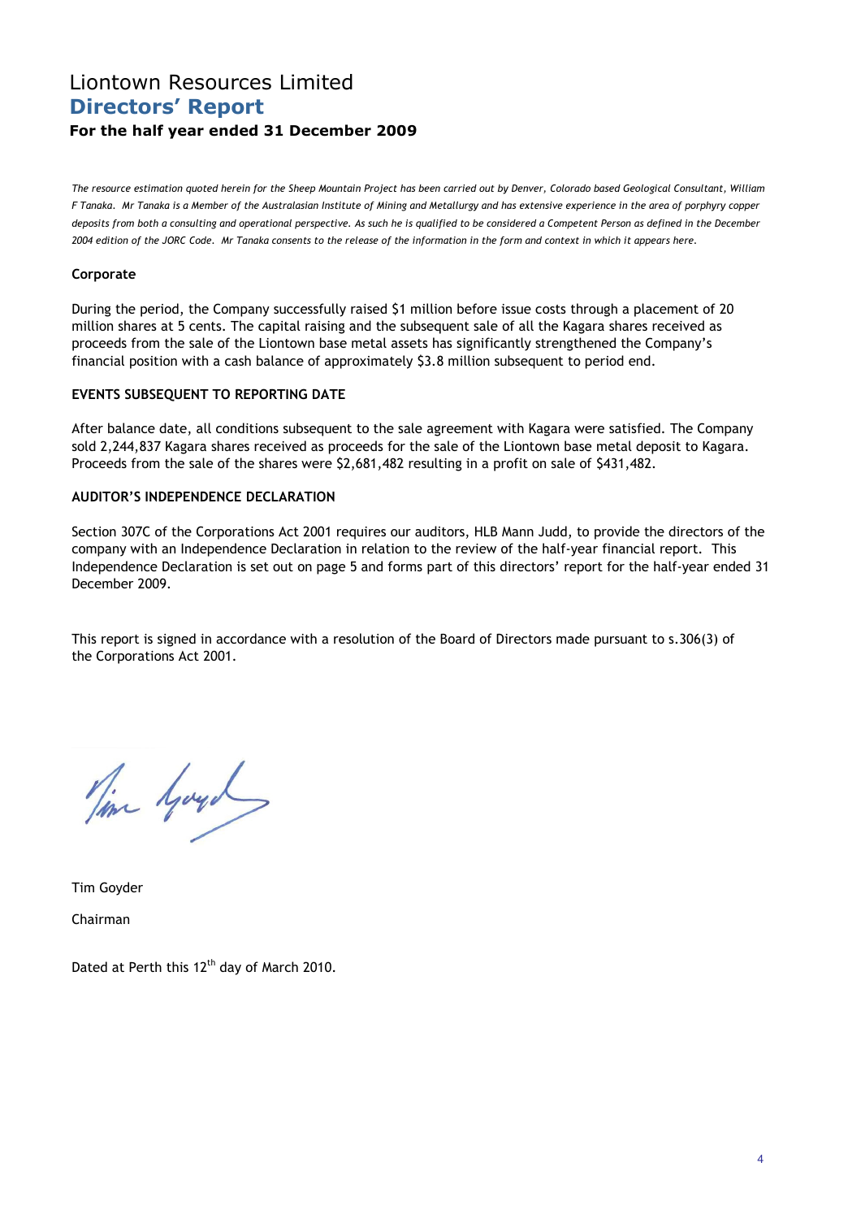# Liontown Resources Limited
## Directors' Report
### For the half year ended 31 December 2009

*The resource estimation quoted herein for the Sheep Mountain Project has been carried out by Denver, Colorado based Geological Consultant, William F Tanaka. Mr Tanaka is a Member of the Australasian Institute of Mining and Metallurgy and has extensive experience in the area of porphyry copper deposits from both a consulting and operational perspective. As such he is qualified to be considered a Competent Person as defined in the December 2004 edition of the JORC Code. Mr Tanaka consents to the release of the information in the form and context in which it appears here.*

**Corporate**

During the period, the Company successfully raised $1 million before issue costs through a placement of 20 million shares at 5 cents. The capital raising and the subsequent sale of all the Kagara shares received as proceeds from the sale of the Liontown base metal assets has significantly strengthened the Company's financial position with a cash balance of approximately $3.8 million subsequent to period end.

**EVENTS SUBSEQUENT TO REPORTING DATE**

After balance date, all conditions subsequent to the sale agreement with Kagara were satisfied. The Company sold 2,244,837 Kagara shares received as proceeds for the sale of the Liontown base metal deposit to Kagara. Proceeds from the sale of the shares were $2,681,482 resulting in a profit on sale of $431,482.

**AUDITOR'S INDEPENDENCE DECLARATION**

Section 307C of the Corporations Act 2001 requires our auditors, HLB Mann Judd, to provide the directors of the company with an Independence Declaration in relation to the review of the half-year financial report. This Independence Declaration is set out on page 5 and forms part of this directors' report for the half-year ended 31 December 2009.

This report is signed in accordance with a resolution of the Board of Directors made pursuant to s.306(3) of the Corporations Act 2001.

Tim Goyder

Chairman

Dated at Perth this 12th day of March 2010.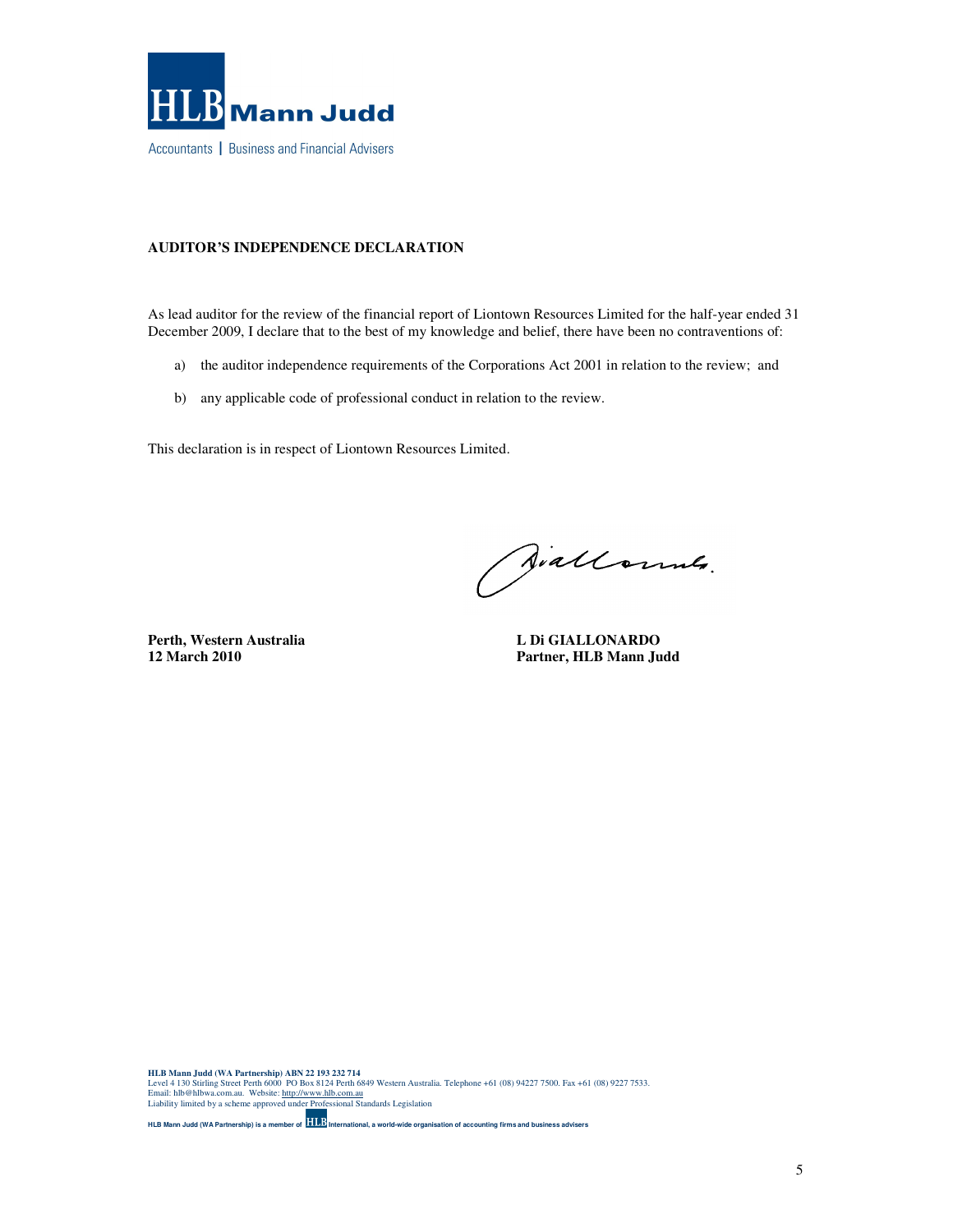HLB Mann Judd

Accountants | Business and Financial Advisers

**AUDITOR'S INDEPENDENCE DECLARATION**

As lead auditor for the review of the financial report of Liontown Resources Limited for the half-year ended 31 December 2009, I declare that to the best of my knowledge and belief, there have been no contraventions of:

a) the auditor independence requirements of the Corporations Act 2001 in relation to the review; and

b) any applicable code of professional conduct in relation to the review.

This declaration is in respect of Liontown Resources Limited.

**Perth, Western Australia**
**12 March 2010**

**L Di GIALLONARDO**
**Partner, HLB Mann Judd**

**HLB Mann Judd (WA Partnership) ABN 22 193 232 714**
Level 4 130 Stirling Street Perth 6000 PO Box 8124 Perth 6849 Western Australia. Telephone +61 (08) 94227 7500. Fax +61 (08) 9227 7533.
Email: hlb@hlbwa.com.au. Website: http://www.hlb.com.au
Liability limited by a scheme approved under Professional Standards Legislation

**HLB Mann Judd (WA Partnership) is a member of HLB International, a world-wide organisation of accounting firms and business advisers**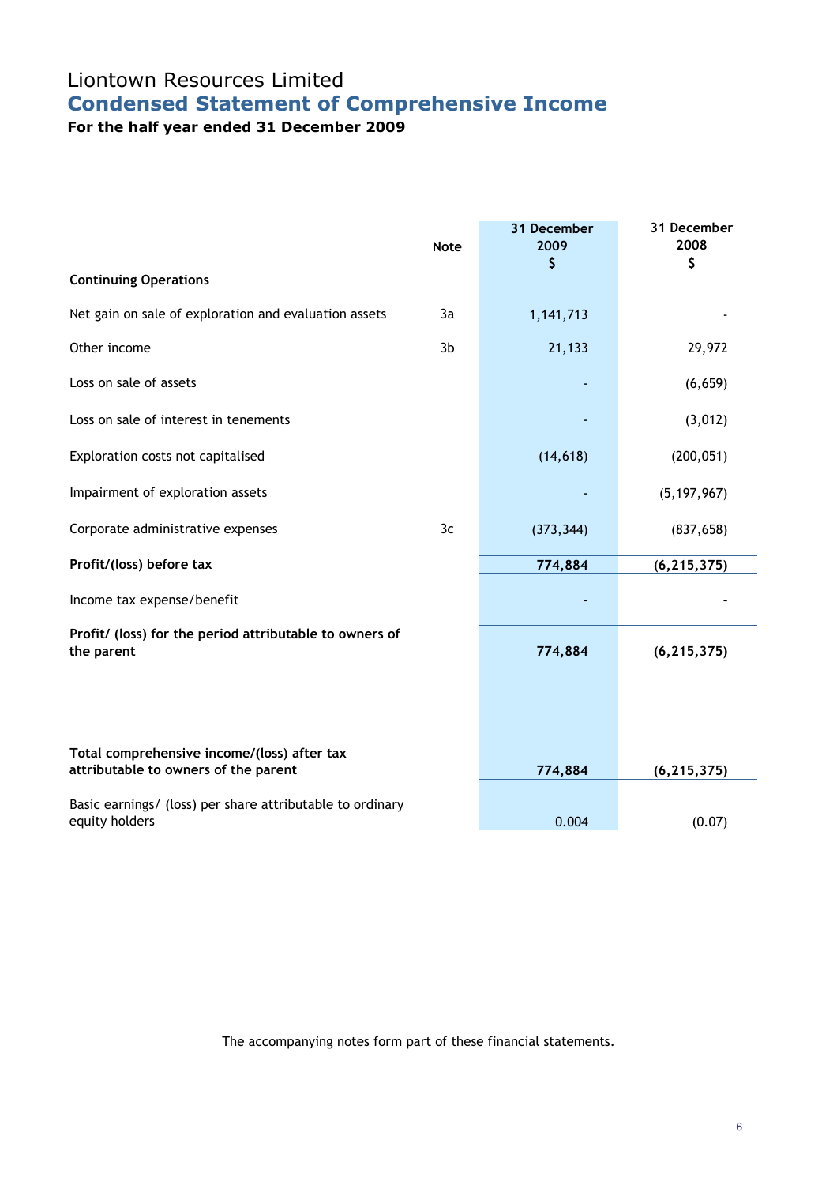# Liontown Resources Limited

## Condensed Statement of Comprehensive Income

### For the half year ended 31 December 2009

| | Note | 31 December 2009 $ | 31 December 2008 $ |
|---|---|---|---|
| **Continuing Operations** | | | |
| Net gain on sale of exploration and evaluation assets | 3a | 1,141,713 | - |
| Other income | 3b | 21,133 | 29,972 |
| Loss on sale of assets | | - | (6,659) |
| Loss on sale of interest in tenements | | - | (3,012) |
| Exploration costs not capitalised | | (14,618) | (200,051) |
| Impairment of exploration assets | | - | (5,197,967) |
| Corporate administrative expenses | 3c | (373,344) | (837,658) |
| **Profit/(loss) before tax** | | **774,884** | **(6,215,375)** |
| Income tax expense/benefit | | **-** | **-** |
| **Profit/ (loss) for the period attributable to owners of the parent** | | **774,884** | **(6,215,375)** |
| **Total comprehensive income/(loss) after tax attributable to owners of the parent** | | **774,884** | **(6,215,375)** |
| Basic earnings/ (loss) per share attributable to ordinary equity holders | | 0.004 | (0.07) |

The accompanying notes form part of these financial statements.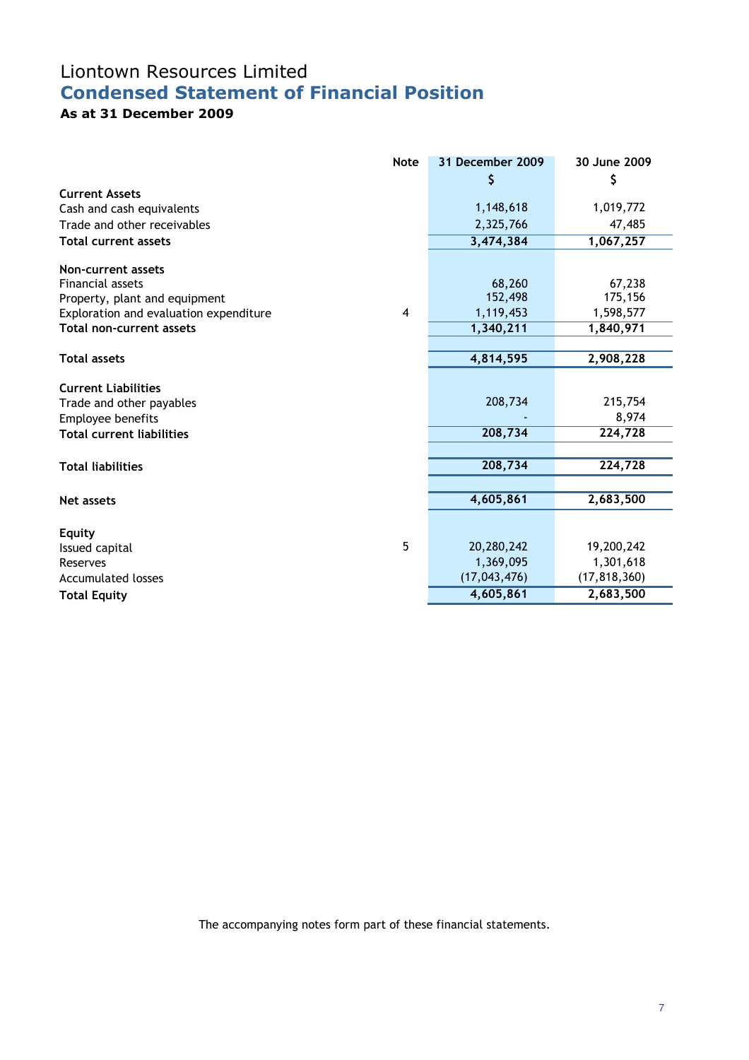# Liontown Resources Limited

## Condensed Statement of Financial Position

### As at 31 December 2009

| | Note | 31 December 2009 | 30 June 2009 |
|---|---|---|---|
| | | $ | $ |
| **Current Assets** | | | |
| Cash and cash equivalents | | 1,148,618 | 1,019,772 |
| Trade and other receivables | | 2,325,766 | 47,485 |
| **Total current assets** | | **3,474,384** | **1,067,257** |
| | | | |
| **Non-current assets** | | | |
| Financial assets | | 68,260 | 67,238 |
| Property, plant and equipment | | 152,498 | 175,156 |
| Exploration and evaluation expenditure | 4 | 1,119,453 | 1,598,577 |
| **Total non-current assets** | | **1,340,211** | **1,840,971** |
| | | | |
| **Total assets** | | **4,814,595** | **2,908,228** |
| | | | |
| **Current Liabilities** | | | |
| Trade and other payables | | 208,734 | 215,754 |
| Employee benefits | | - | 8,974 |
| **Total current liabilities** | | **208,734** | **224,728** |
| | | | |
| **Total liabilities** | | **208,734** | **224,728** |
| | | | |
| **Net assets** | | **4,605,861** | **2,683,500** |
| | | | |
| **Equity** | | | |
| Issued capital | 5 | 20,280,242 | 19,200,242 |
| Reserves | | 1,369,095 | 1,301,618 |
| Accumulated losses | | (17,043,476) | (17,818,360) |
| **Total Equity** | | **4,605,861** | **2,683,500** |

The accompanying notes form part of these financial statements.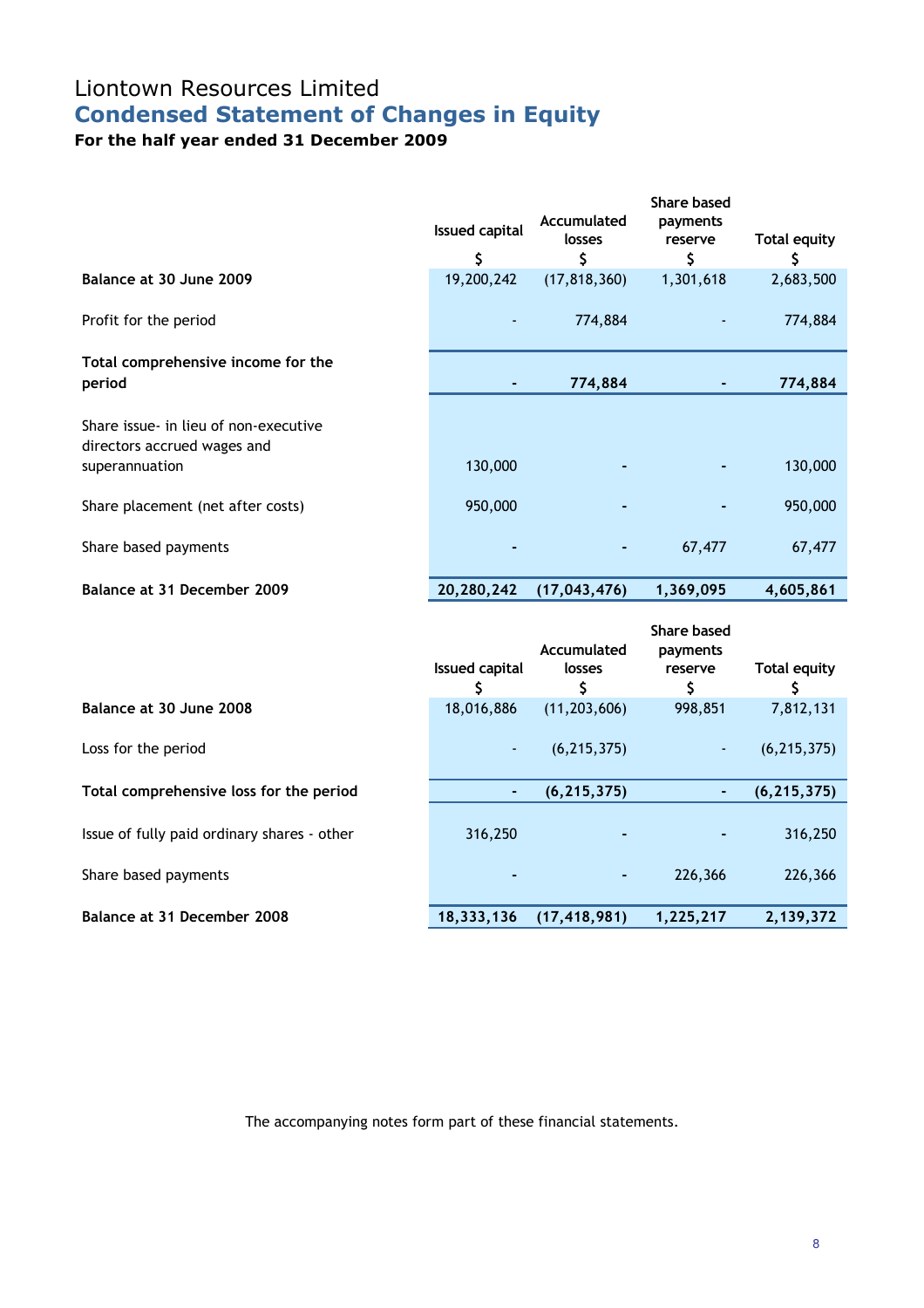# Liontown Resources Limited

## Condensed Statement of Changes in Equity

### For the half year ended 31 December 2009

| | Issued capital $ | Accumulated losses $ | Share based payments reserve $ | Total equity $ |
|---|---|---|---|---|
| **Balance at 30 June 2009** | 19,200,242 | (17,818,360) | 1,301,618 | 2,683,500 |
| Profit for the period | - | 774,884 | - | 774,884 |
| **Total comprehensive income for the period** | **-** | **774,884** | **-** | **774,884** |
| Share issue- in lieu of non-executive directors accrued wages and superannuation | 130,000 | - | - | 130,000 |
| Share placement (net after costs) | 950,000 | - | - | 950,000 |
| Share based payments | - | - | 67,477 | 67,477 |
| **Balance at 31 December 2009** | **20,280,242** | **(17,043,476)** | **1,369,095** | **4,605,861** |

| | Issued capital $ | Accumulated losses $ | Share based payments reserve $ | Total equity $ |
|---|---|---|---|---|
| **Balance at 30 June 2008** | 18,016,886 | (11,203,606) | 998,851 | 7,812,131 |
| Loss for the period | - | (6,215,375) | - | (6,215,375) |
| **Total comprehensive loss for the period** | **-** | **(6,215,375)** | **-** | **(6,215,375)** |
| Issue of fully paid ordinary shares - other | 316,250 | - | - | 316,250 |
| Share based payments | - | - | 226,366 | 226,366 |
| **Balance at 31 December 2008** | **18,333,136** | **(17,418,981)** | **1,225,217** | **2,139,372** |

The accompanying notes form part of these financial statements.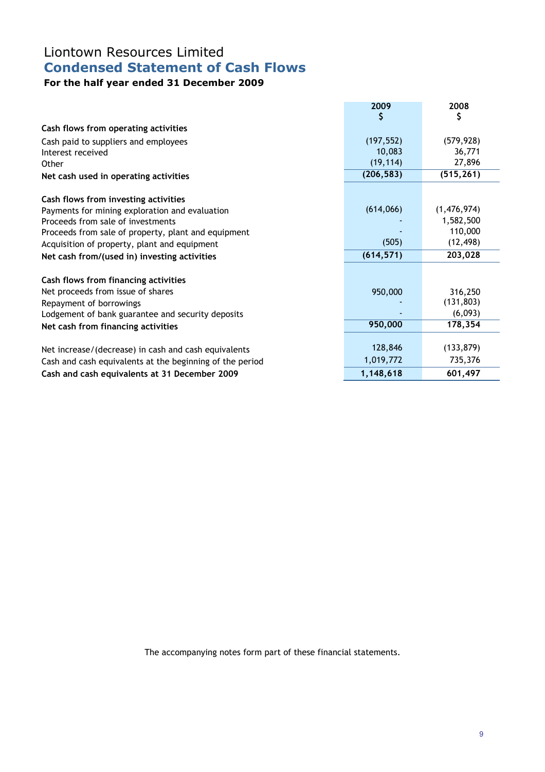# Liontown Resources Limited

## Condensed Statement of Cash Flows

### For the half year ended 31 December 2009

| | 2009<br>$ | 2008<br>$ |
|---|---|---|
| **Cash flows from operating activities** | | |
| Cash paid to suppliers and employees | (197,552) | (579,928) |
| Interest received | 10,083 | 36,771 |
| Other | (19,114) | 27,896 |
| **Net cash used in operating activities** | **(206,583)** | **(515,261)** |
| | | |
| **Cash flows from investing activities** | | |
| Payments for mining exploration and evaluation | (614,066) | (1,476,974) |
| Proceeds from sale of investments | - | 1,582,500 |
| Proceeds from sale of property, plant and equipment | - | 110,000 |
| Acquisition of property, plant and equipment | (505) | (12,498) |
| **Net cash from/(used in) investing activities** | **(614,571)** | **203,028** |
| | | |
| **Cash flows from financing activities** | | |
| Net proceeds from issue of shares | 950,000 | 316,250 |
| Repayment of borrowings | - | (131,803) |
| Lodgement of bank guarantee and security deposits | - | (6,093) |
| **Net cash from financing activities** | **950,000** | **178,354** |
| | | |
| Net increase/(decrease) in cash and cash equivalents | 128,846 | (133,879) |
| Cash and cash equivalents at the beginning of the period | 1,019,772 | 735,376 |
| **Cash and cash equivalents at 31 December 2009** | **1,148,618** | **601,497** |

The accompanying notes form part of these financial statements.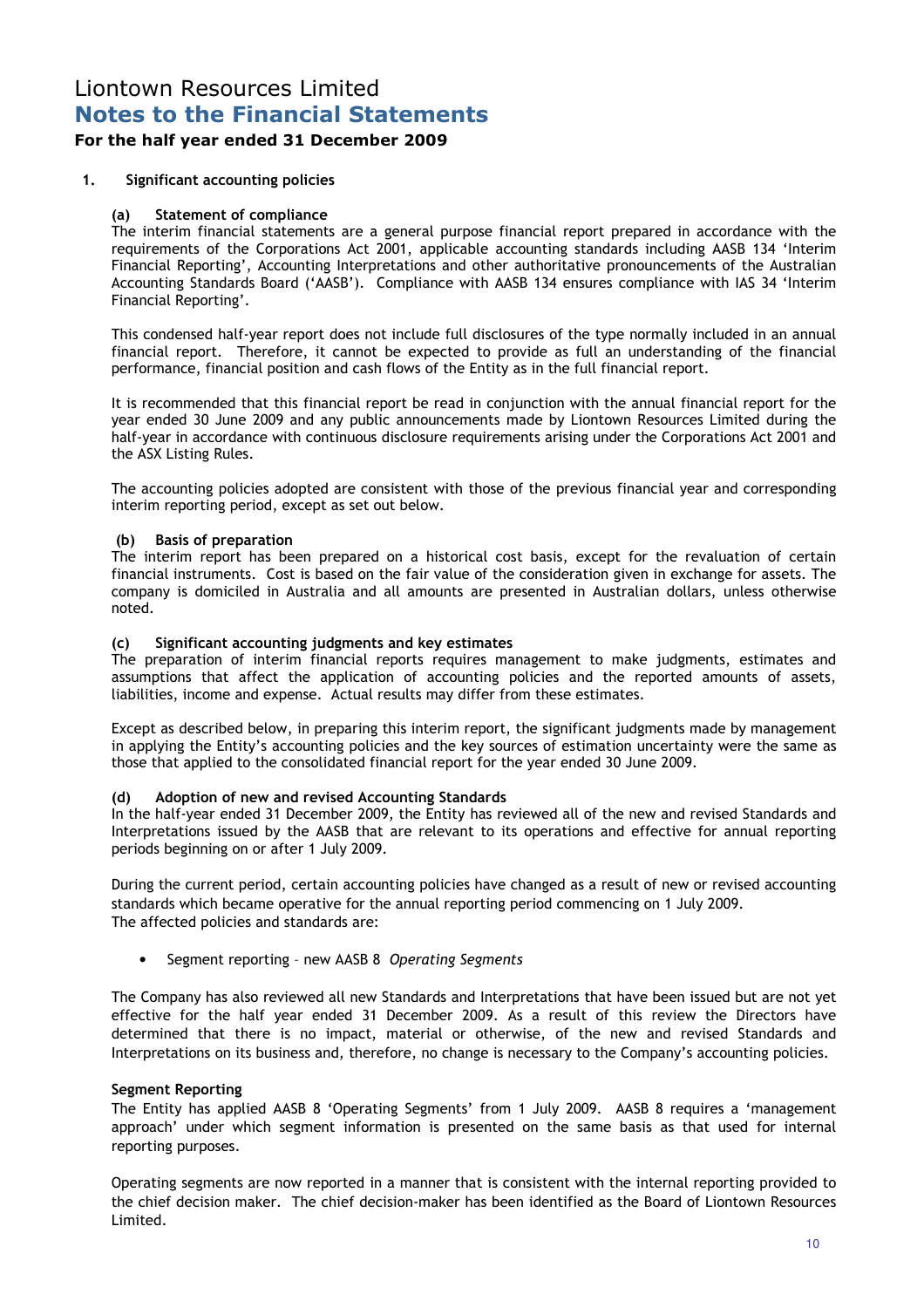# Liontown Resources Limited

## Notes to the Financial Statements

### For the half year ended 31 December 2009

**1. Significant accounting policies**

**(a) Statement of compliance**

The interim financial statements are a general purpose financial report prepared in accordance with the requirements of the Corporations Act 2001, applicable accounting standards including AASB 134 'Interim Financial Reporting', Accounting Interpretations and other authoritative pronouncements of the Australian Accounting Standards Board ('AASB'). Compliance with AASB 134 ensures compliance with IAS 34 'Interim Financial Reporting'.

This condensed half-year report does not include full disclosures of the type normally included in an annual financial report. Therefore, it cannot be expected to provide as full an understanding of the financial performance, financial position and cash flows of the Entity as in the full financial report.

It is recommended that this financial report be read in conjunction with the annual financial report for the year ended 30 June 2009 and any public announcements made by Liontown Resources Limited during the half-year in accordance with continuous disclosure requirements arising under the Corporations Act 2001 and the ASX Listing Rules.

The accounting policies adopted are consistent with those of the previous financial year and corresponding interim reporting period, except as set out below.

**(b) Basis of preparation**

The interim report has been prepared on a historical cost basis, except for the revaluation of certain financial instruments. Cost is based on the fair value of the consideration given in exchange for assets. The company is domiciled in Australia and all amounts are presented in Australian dollars, unless otherwise noted.

**(c) Significant accounting judgments and key estimates**

The preparation of interim financial reports requires management to make judgments, estimates and assumptions that affect the application of accounting policies and the reported amounts of assets, liabilities, income and expense. Actual results may differ from these estimates.

Except as described below, in preparing this interim report, the significant judgments made by management in applying the Entity's accounting policies and the key sources of estimation uncertainty were the same as those that applied to the consolidated financial report for the year ended 30 June 2009.

**(d) Adoption of new and revised Accounting Standards**

In the half-year ended 31 December 2009, the Entity has reviewed all of the new and revised Standards and Interpretations issued by the AASB that are relevant to its operations and effective for annual reporting periods beginning on or after 1 July 2009.

During the current period, certain accounting policies have changed as a result of new or revised accounting standards which became operative for the annual reporting period commencing on 1 July 2009.
The affected policies and standards are:

- Segment reporting – new AASB 8 *Operating Segments*

The Company has also reviewed all new Standards and Interpretations that have been issued but are not yet effective for the half year ended 31 December 2009. As a result of this review the Directors have determined that there is no impact, material or otherwise, of the new and revised Standards and Interpretations on its business and, therefore, no change is necessary to the Company's accounting policies.

**Segment Reporting**

The Entity has applied AASB 8 'Operating Segments' from 1 July 2009. AASB 8 requires a 'management approach' under which segment information is presented on the same basis as that used for internal reporting purposes.

Operating segments are now reported in a manner that is consistent with the internal reporting provided to the chief decision maker. The chief decision-maker has been identified as the Board of Liontown Resources Limited.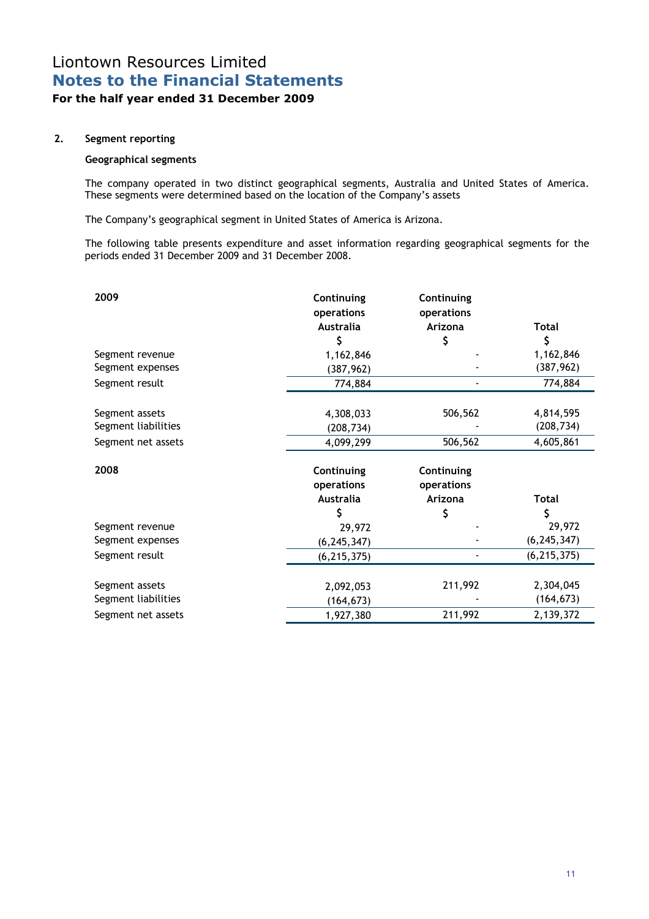Liontown Resources Limited

## Notes to the Financial Statements

### For the half year ended 31 December 2009

**2. Segment reporting**

**Geographical segments**

The company operated in two distinct geographical segments, Australia and United States of America. These segments were determined based on the location of the Company's assets

The Company's geographical segment in United States of America is Arizona.

The following table presents expenditure and asset information regarding geographical segments for the periods ended 31 December 2009 and 31 December 2008.

| **2009** | **Continuing operations Australia** | **Continuing operations Arizona** | **Total** |
|---|---|---|---|
| | **$** | **$** | **$** |
| Segment revenue | 1,162,846 | - | 1,162,846 |
| Segment expenses | (387,962) | - | (387,962) |
| Segment result | 774,884 | - | 774,884 |
| | | | |
| Segment assets | 4,308,033 | 506,562 | 4,814,595 |
| Segment liabilities | (208,734) | - | (208,734) |
| Segment net assets | 4,099,299 | 506,562 | 4,605,861 |

| **2008** | **Continuing operations Australia** | **Continuing operations Arizona** | **Total** |
|---|---|---|---|
| | **$** | **$** | **$** |
| Segment revenue | 29,972 | - | 29,972 |
| Segment expenses | (6,245,347) | - | (6,245,347) |
| Segment result | (6,215,375) | - | (6,215,375) |
| | | | |
| Segment assets | 2,092,053 | 211,992 | 2,304,045 |
| Segment liabilities | (164,673) | - | (164,673) |
| Segment net assets | 1,927,380 | 211,992 | 2,139,372 |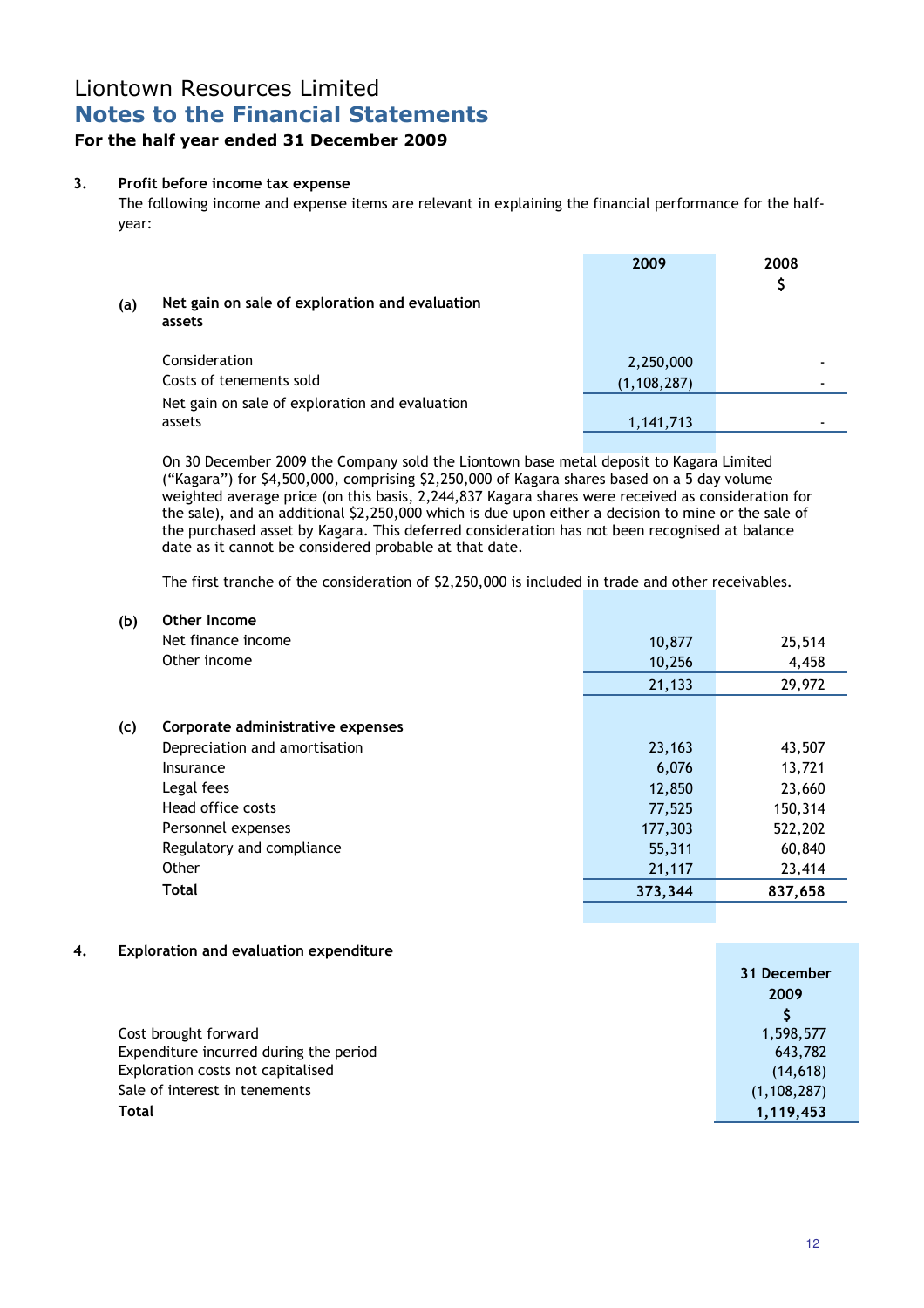# Liontown Resources Limited

## Notes to the Financial Statements

### For the half year ended 31 December 2009

**3. Profit before income tax expense**

The following income and expense items are relevant in explaining the financial performance for the half-year:

| | | 2009 | 2008 $ |
|---|---|---|---|
| **(a)** | **Net gain on sale of exploration and evaluation assets** | | |
| | Consideration | 2,250,000 | - |
| | Costs of tenements sold | (1,108,287) | - |
| | Net gain on sale of exploration and evaluation assets | 1,141,713 | - |

On 30 December 2009 the Company sold the Liontown base metal deposit to Kagara Limited ("Kagara") for $4,500,000, comprising $2,250,000 of Kagara shares based on a 5 day volume weighted average price (on this basis, 2,244,837 Kagara shares were received as consideration for the sale), and an additional $2,250,000 which is due upon either a decision to mine or the sale of the purchased asset by Kagara. This deferred consideration has not been recognised at balance date as it cannot be considered probable at that date.

The first tranche of the consideration of $2,250,000 is included in trade and other receivables.

| | | 2009 | 2008 $ |
|---|---|---|---|
| **(b)** | **Other Income** | | |
| | Net finance income | 10,877 | 25,514 |
| | Other income | 10,256 | 4,458 |
| | | 21,133 | 29,972 |
| **(c)** | **Corporate administrative expenses** | | |
| | Depreciation and amortisation | 23,163 | 43,507 |
| | Insurance | 6,076 | 13,721 |
| | Legal fees | 12,850 | 23,660 |
| | Head office costs | 77,525 | 150,314 |
| | Personnel expenses | 177,303 | 522,202 |
| | Regulatory and compliance | 55,311 | 60,840 |
| | Other | 21,117 | 23,414 |
| | **Total** | **373,344** | **837,658** |

**4. Exploration and evaluation expenditure**

| | 31 December 2009 $ |
|---|---|
| Cost brought forward | 1,598,577 |
| Expenditure incurred during the period | 643,782 |
| Exploration costs not capitalised | (14,618) |
| Sale of interest in tenements | (1,108,287) |
| **Total** | **1,119,453** |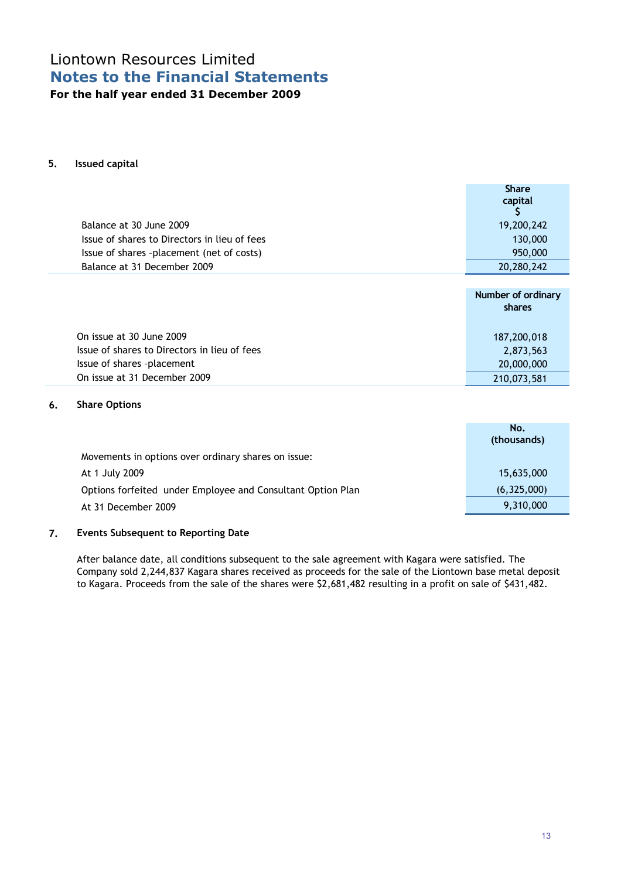Liontown Resources Limited

# Notes to the Financial Statements

**For the half year ended 31 December 2009**

## 5. Issued capital

| | Share capital $ |
|---|---|
| Balance at 30 June 2009 | 19,200,242 |
| Issue of shares to Directors in lieu of fees | 130,000 |
| Issue of shares –placement (net of costs) | 950,000 |
| Balance at 31 December 2009 | 20,280,242 |

| | Number of ordinary shares |
|---|---|
| On issue at 30 June 2009 | 187,200,018 |
| Issue of shares to Directors in lieu of fees | 2,873,563 |
| Issue of shares –placement | 20,000,000 |
| On issue at 31 December 2009 | 210,073,581 |

## 6. Share Options

| | No. (thousands) |
|---|---|
| Movements in options over ordinary shares on issue: | |
| At 1 July 2009 | 15,635,000 |
| Options forfeited under Employee and Consultant Option Plan | (6,325,000) |
| At 31 December 2009 | 9,310,000 |

## 7. Events Subsequent to Reporting Date

After balance date, all conditions subsequent to the sale agreement with Kagara were satisfied. The Company sold 2,244,837 Kagara shares received as proceeds for the sale of the Liontown base metal deposit to Kagara. Proceeds from the sale of the shares were $2,681,482 resulting in a profit on sale of $431,482.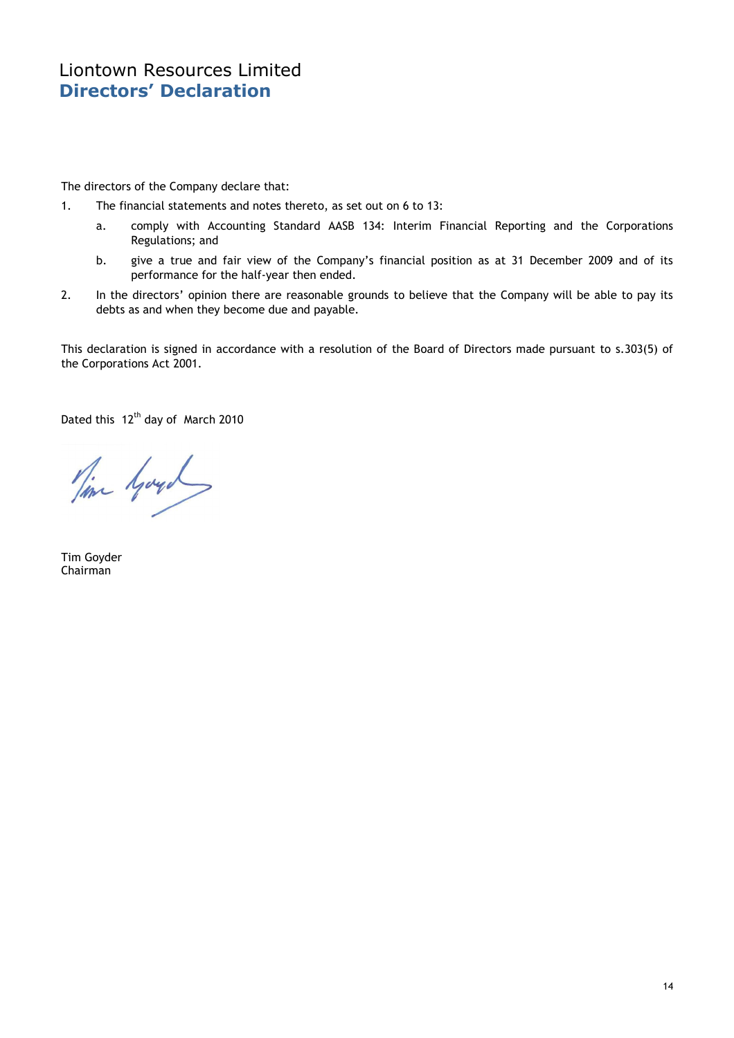Liontown Resources Limited

# Directors' Declaration

The directors of the Company declare that:

1. The financial statements and notes thereto, as set out on 6 to 13:

   a. comply with Accounting Standard AASB 134: Interim Financial Reporting and the Corporations Regulations; and

   b. give a true and fair view of the Company's financial position as at 31 December 2009 and of its performance for the half-year then ended.

2. In the directors' opinion there are reasonable grounds to believe that the Company will be able to pay its debts as and when they become due and payable.

This declaration is signed in accordance with a resolution of the Board of Directors made pursuant to s.303(5) of the Corporations Act 2001.

Dated this 12th day of March 2010

Tim Goyder
Chairman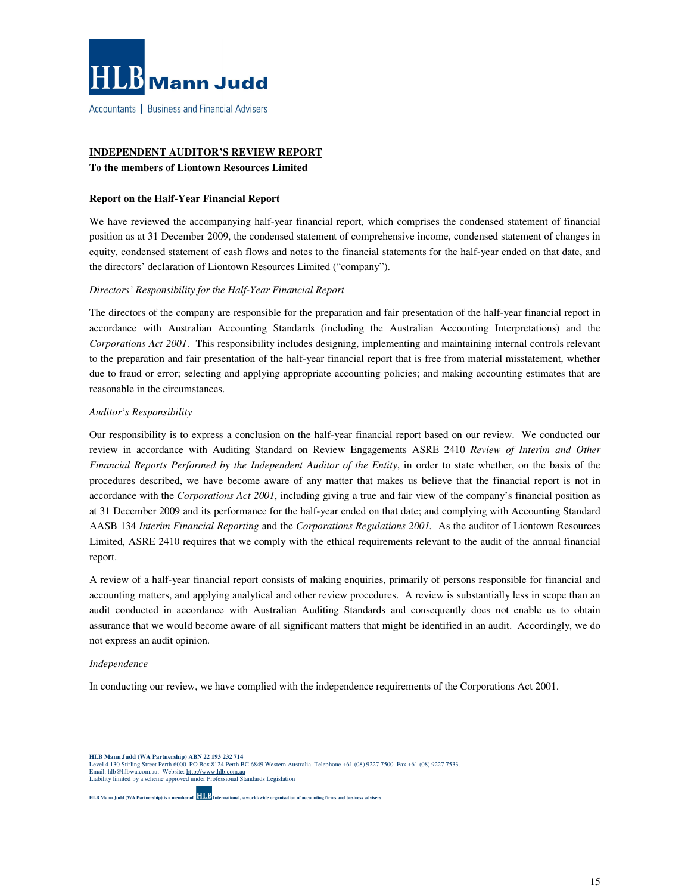HLB Mann Judd

Accountants | Business and Financial Advisers

**INDEPENDENT AUDITOR'S REVIEW REPORT**

**To the members of Liontown Resources Limited**

**Report on the Half-Year Financial Report**

We have reviewed the accompanying half-year financial report, which comprises the condensed statement of financial position as at 31 December 2009, the condensed statement of comprehensive income, condensed statement of changes in equity, condensed statement of cash flows and notes to the financial statements for the half-year ended on that date, and the directors' declaration of Liontown Resources Limited ("company").

*Directors' Responsibility for the Half-Year Financial Report*

The directors of the company are responsible for the preparation and fair presentation of the half-year financial report in accordance with Australian Accounting Standards (including the Australian Accounting Interpretations) and the *Corporations Act 2001*. This responsibility includes designing, implementing and maintaining internal controls relevant to the preparation and fair presentation of the half-year financial report that is free from material misstatement, whether due to fraud or error; selecting and applying appropriate accounting policies; and making accounting estimates that are reasonable in the circumstances.

*Auditor's Responsibility*

Our responsibility is to express a conclusion on the half-year financial report based on our review. We conducted our review in accordance with Auditing Standard on Review Engagements ASRE 2410 *Review of Interim and Other Financial Reports Performed by the Independent Auditor of the Entity*, in order to state whether, on the basis of the procedures described, we have become aware of any matter that makes us believe that the financial report is not in accordance with the *Corporations Act 2001*, including giving a true and fair view of the company's financial position as at 31 December 2009 and its performance for the half-year ended on that date; and complying with Accounting Standard AASB 134 *Interim Financial Reporting* and the *Corporations Regulations 2001.* As the auditor of Liontown Resources Limited, ASRE 2410 requires that we comply with the ethical requirements relevant to the audit of the annual financial report.

A review of a half-year financial report consists of making enquiries, primarily of persons responsible for financial and accounting matters, and applying analytical and other review procedures. A review is substantially less in scope than an audit conducted in accordance with Australian Auditing Standards and consequently does not enable us to obtain assurance that we would become aware of all significant matters that might be identified in an audit. Accordingly, we do not express an audit opinion.

*Independence*

In conducting our review, we have complied with the independence requirements of the Corporations Act 2001.

**HLB Mann Judd (WA Partnership) ABN 22 193 232 714**
Level 4 130 Stirling Street Perth 6000 PO Box 8124 Perth BC 6849 Western Australia. Telephone +61 (08) 9227 7500. Fax +61 (08) 9227 7533.
Email: hlb@hlbwa.com.au. Website: http://www.hlb.com.au
Liability limited by a scheme approved under Professional Standards Legislation

HLB Mann Judd (WA Partnership) is a member of HLB International, a world-wide organisation of accounting firms and business advisers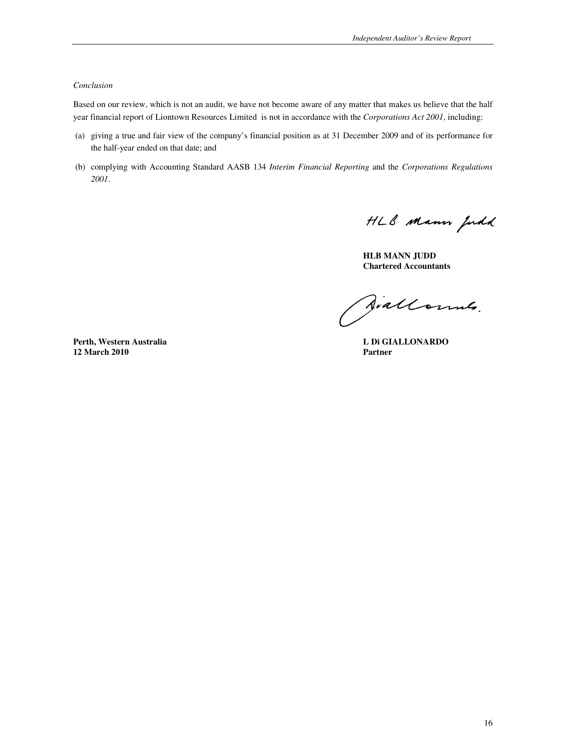*Conclusion*

Based on our review, which is not an audit, we have not become aware of any matter that makes us believe that the half year financial report of Liontown Resources Limited is not in accordance with the *Corporations Act 2001*, including:

(a) giving a true and fair view of the company's financial position as at 31 December 2009 and of its performance for the half-year ended on that date; and

(b) complying with Accounting Standard AASB 134 *Interim Financial Reporting* and the *Corporations Regulations 2001*.

HLB Mann Judd

**HLB MANN JUDD**
**Chartered Accountants**

**Perth, Western Australia**
**12 March 2010**

**L Di GIALLONARDO**
**Partner**